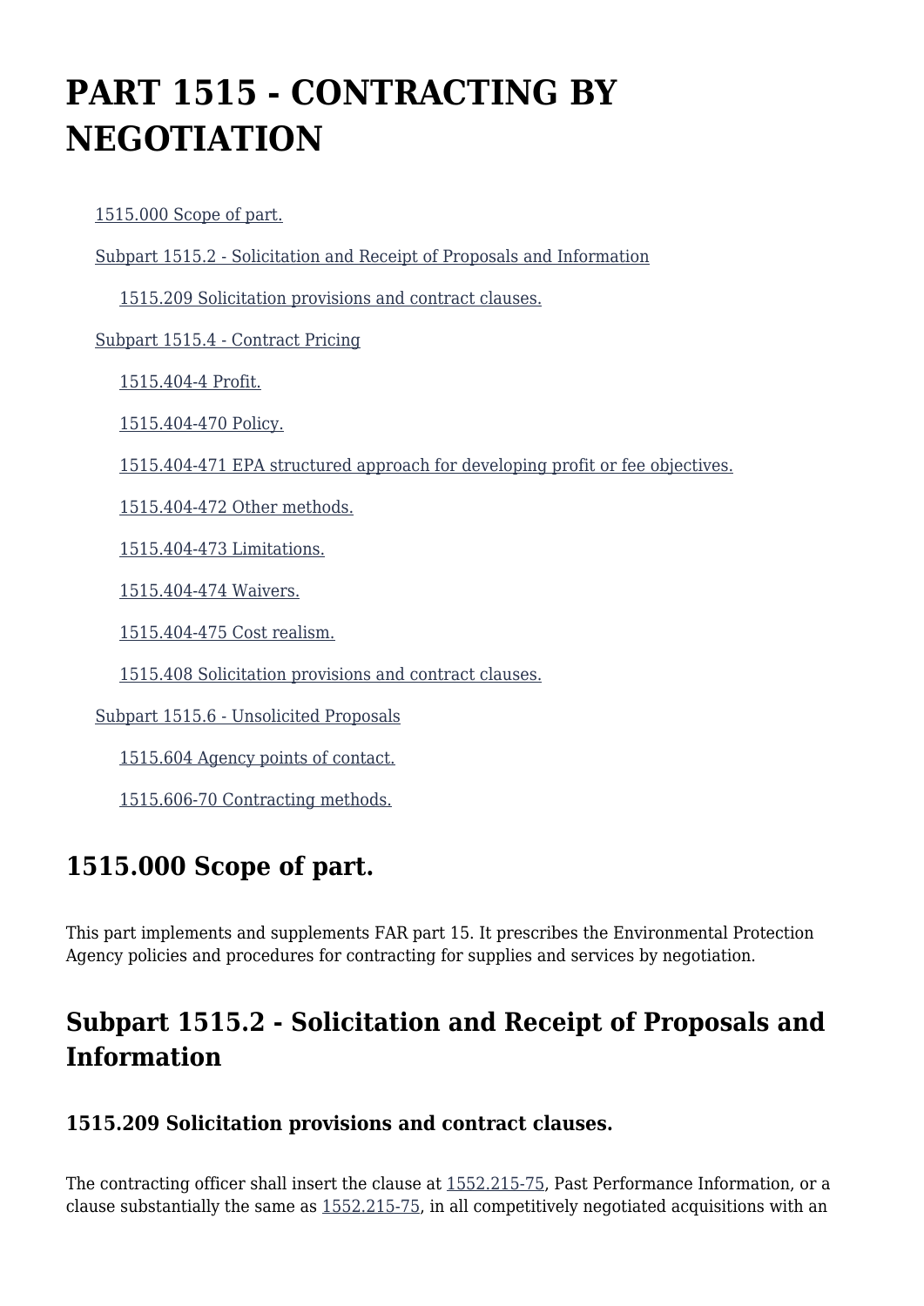# PART 1515 - CONTRACTING BY NEGOTIATION

- 1515.000 Scope of part.
- Subpart 1515.2 - Solicitation and Receipt of Proposals and Information
  - 1515.209 Solicitation provisions and contract clauses.
- Subpart 1515.4 - Contract Pricing
  - 1515.404-4 Profit.
  - 1515.404-470 Policy.
  - 1515.404-471 EPA structured approach for developing profit or fee objectives.
  - 1515.404-472 Other methods.
  - 1515.404-473 Limitations.
  - 1515.404-474 Waivers.
  - 1515.404-475 Cost realism.
  - 1515.408 Solicitation provisions and contract clauses.
- Subpart 1515.6 - Unsolicited Proposals
  - 1515.604 Agency points of contact.
  - 1515.606-70 Contracting methods.

## 1515.000 Scope of part.

This part implements and supplements FAR part 15. It prescribes the Environmental Protection Agency policies and procedures for contracting for supplies and services by negotiation.

## Subpart 1515.2 - Solicitation and Receipt of Proposals and Information

### 1515.209 Solicitation provisions and contract clauses.

The contracting officer shall insert the clause at 1552.215-75, Past Performance Information, or a clause substantially the same as 1552.215-75, in all competitively negotiated acquisitions with an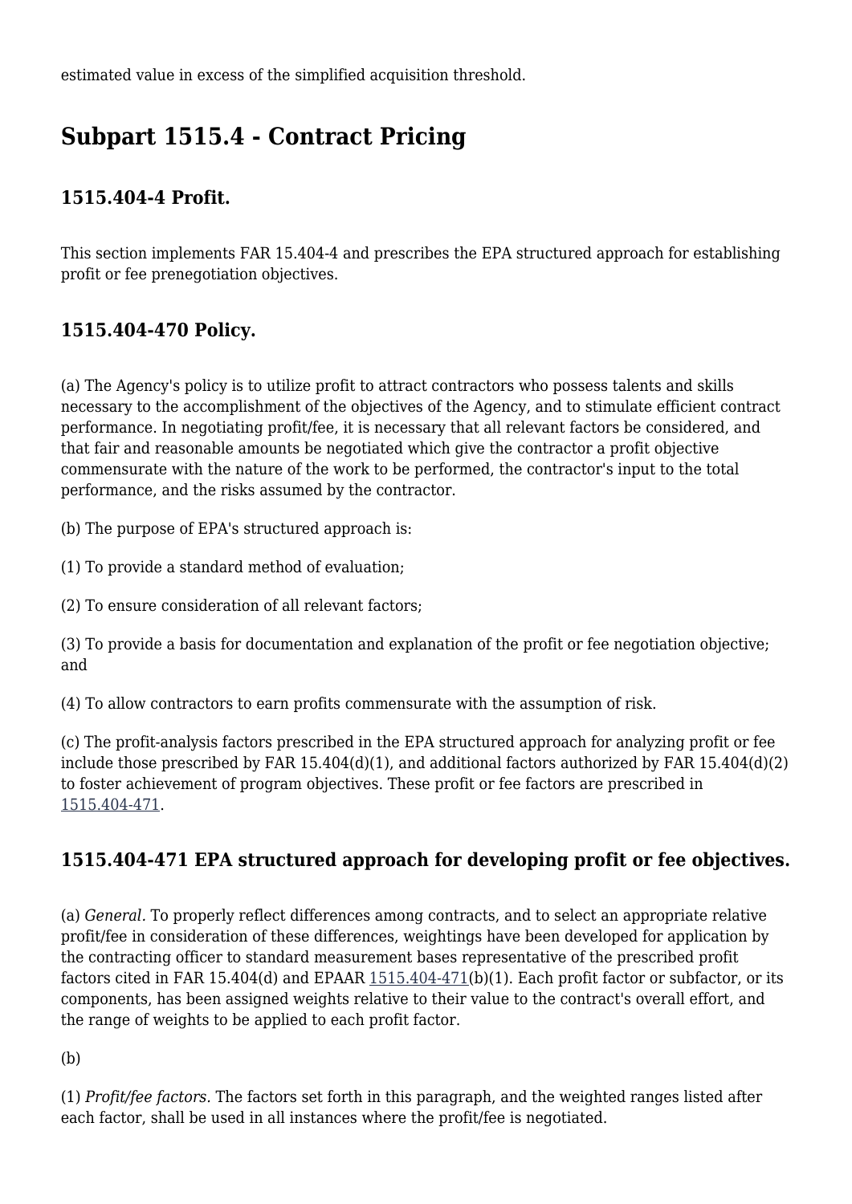estimated value in excess of the simplified acquisition threshold.

## Subpart 1515.4 - Contract Pricing

### 1515.404-4 Profit.

This section implements FAR 15.404-4 and prescribes the EPA structured approach for establishing profit or fee prenegotiation objectives.

### 1515.404-470 Policy.

(a) The Agency's policy is to utilize profit to attract contractors who possess talents and skills necessary to the accomplishment of the objectives of the Agency, and to stimulate efficient contract performance. In negotiating profit/fee, it is necessary that all relevant factors be considered, and that fair and reasonable amounts be negotiated which give the contractor a profit objective commensurate with the nature of the work to be performed, the contractor's input to the total performance, and the risks assumed by the contractor.

(b) The purpose of EPA's structured approach is:

(1) To provide a standard method of evaluation;

(2) To ensure consideration of all relevant factors;

(3) To provide a basis for documentation and explanation of the profit or fee negotiation objective; and

(4) To allow contractors to earn profits commensurate with the assumption of risk.

(c) The profit-analysis factors prescribed in the EPA structured approach for analyzing profit or fee include those prescribed by FAR 15.404(d)(1), and additional factors authorized by FAR 15.404(d)(2) to foster achievement of program objectives. These profit or fee factors are prescribed in 1515.404-471.

### 1515.404-471 EPA structured approach for developing profit or fee objectives.

(a) *General.* To properly reflect differences among contracts, and to select an appropriate relative profit/fee in consideration of these differences, weightings have been developed for application by the contracting officer to standard measurement bases representative of the prescribed profit factors cited in FAR 15.404(d) and EPAAR 1515.404-471(b)(1). Each profit factor or subfactor, or its components, has been assigned weights relative to their value to the contract's overall effort, and the range of weights to be applied to each profit factor.

(b)

(1) *Profit/fee factors.* The factors set forth in this paragraph, and the weighted ranges listed after each factor, shall be used in all instances where the profit/fee is negotiated.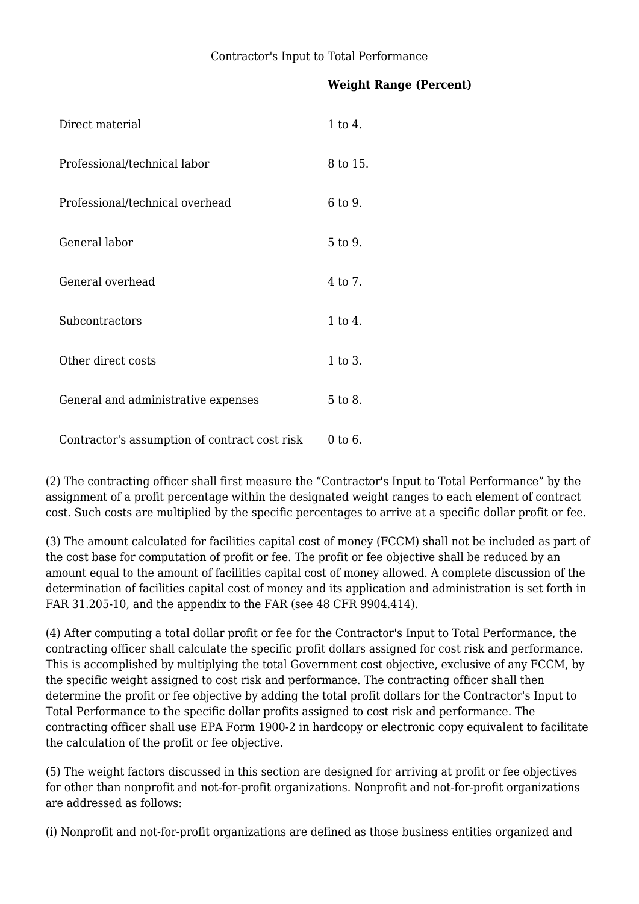Contractor's Input to Total Performance

| | **Weight Range (Percent)** |
|---|---|
| Direct material | 1 to 4. |
| Professional/technical labor | 8 to 15. |
| Professional/technical overhead | 6 to 9. |
| General labor | 5 to 9. |
| General overhead | 4 to 7. |
| Subcontractors | 1 to 4. |
| Other direct costs | 1 to 3. |
| General and administrative expenses | 5 to 8. |
| Contractor's assumption of contract cost risk | 0 to 6. |

(2) The contracting officer shall first measure the "Contractor's Input to Total Performance" by the assignment of a profit percentage within the designated weight ranges to each element of contract cost. Such costs are multiplied by the specific percentages to arrive at a specific dollar profit or fee.

(3) The amount calculated for facilities capital cost of money (FCCM) shall not be included as part of the cost base for computation of profit or fee. The profit or fee objective shall be reduced by an amount equal to the amount of facilities capital cost of money allowed. A complete discussion of the determination of facilities capital cost of money and its application and administration is set forth in FAR 31.205-10, and the appendix to the FAR (see 48 CFR 9904.414).

(4) After computing a total dollar profit or fee for the Contractor's Input to Total Performance, the contracting officer shall calculate the specific profit dollars assigned for cost risk and performance. This is accomplished by multiplying the total Government cost objective, exclusive of any FCCM, by the specific weight assigned to cost risk and performance. The contracting officer shall then determine the profit or fee objective by adding the total profit dollars for the Contractor's Input to Total Performance to the specific dollar profits assigned to cost risk and performance. The contracting officer shall use EPA Form 1900-2 in hardcopy or electronic copy equivalent to facilitate the calculation of the profit or fee objective.

(5) The weight factors discussed in this section are designed for arriving at profit or fee objectives for other than nonprofit and not-for-profit organizations. Nonprofit and not-for-profit organizations are addressed as follows:

(i) Nonprofit and not-for-profit organizations are defined as those business entities organized and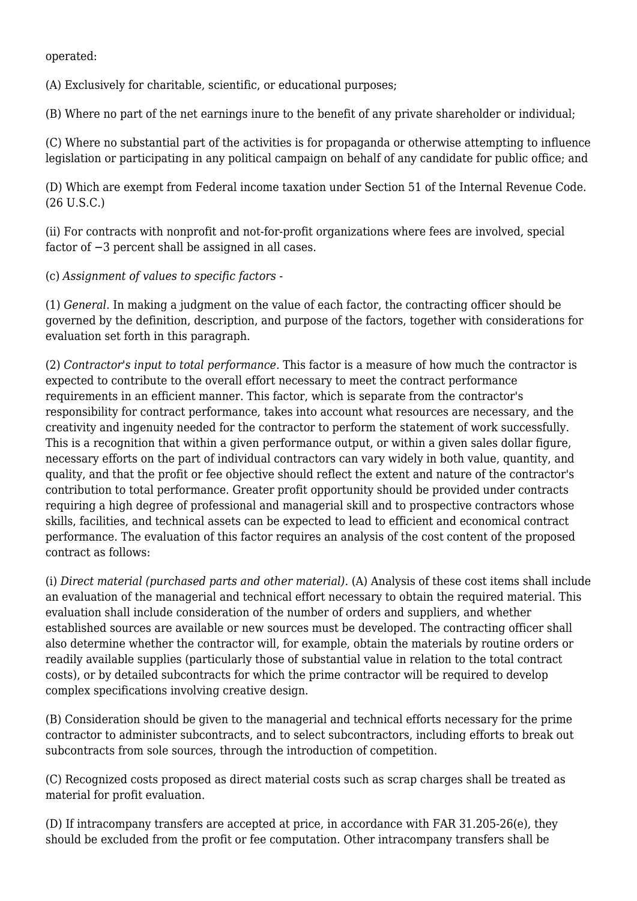operated:

(A) Exclusively for charitable, scientific, or educational purposes;

(B) Where no part of the net earnings inure to the benefit of any private shareholder or individual;

(C) Where no substantial part of the activities is for propaganda or otherwise attempting to influence legislation or participating in any political campaign on behalf of any candidate for public office; and

(D) Which are exempt from Federal income taxation under Section 51 of the Internal Revenue Code. (26 U.S.C.)

(ii) For contracts with nonprofit and not-for-profit organizations where fees are involved, special factor of −3 percent shall be assigned in all cases.

(c) *Assignment of values to specific factors* -

(1) *General.* In making a judgment on the value of each factor, the contracting officer should be governed by the definition, description, and purpose of the factors, together with considerations for evaluation set forth in this paragraph.

(2) *Contractor's input to total performance.* This factor is a measure of how much the contractor is expected to contribute to the overall effort necessary to meet the contract performance requirements in an efficient manner. This factor, which is separate from the contractor's responsibility for contract performance, takes into account what resources are necessary, and the creativity and ingenuity needed for the contractor to perform the statement of work successfully. This is a recognition that within a given performance output, or within a given sales dollar figure, necessary efforts on the part of individual contractors can vary widely in both value, quantity, and quality, and that the profit or fee objective should reflect the extent and nature of the contractor's contribution to total performance. Greater profit opportunity should be provided under contracts requiring a high degree of professional and managerial skill and to prospective contractors whose skills, facilities, and technical assets can be expected to lead to efficient and economical contract performance. The evaluation of this factor requires an analysis of the cost content of the proposed contract as follows:

(i) *Direct material (purchased parts and other material).* (A) Analysis of these cost items shall include an evaluation of the managerial and technical effort necessary to obtain the required material. This evaluation shall include consideration of the number of orders and suppliers, and whether established sources are available or new sources must be developed. The contracting officer shall also determine whether the contractor will, for example, obtain the materials by routine orders or readily available supplies (particularly those of substantial value in relation to the total contract costs), or by detailed subcontracts for which the prime contractor will be required to develop complex specifications involving creative design.

(B) Consideration should be given to the managerial and technical efforts necessary for the prime contractor to administer subcontracts, and to select subcontractors, including efforts to break out subcontracts from sole sources, through the introduction of competition.

(C) Recognized costs proposed as direct material costs such as scrap charges shall be treated as material for profit evaluation.

(D) If intracompany transfers are accepted at price, in accordance with FAR 31.205-26(e), they should be excluded from the profit or fee computation. Other intracompany transfers shall be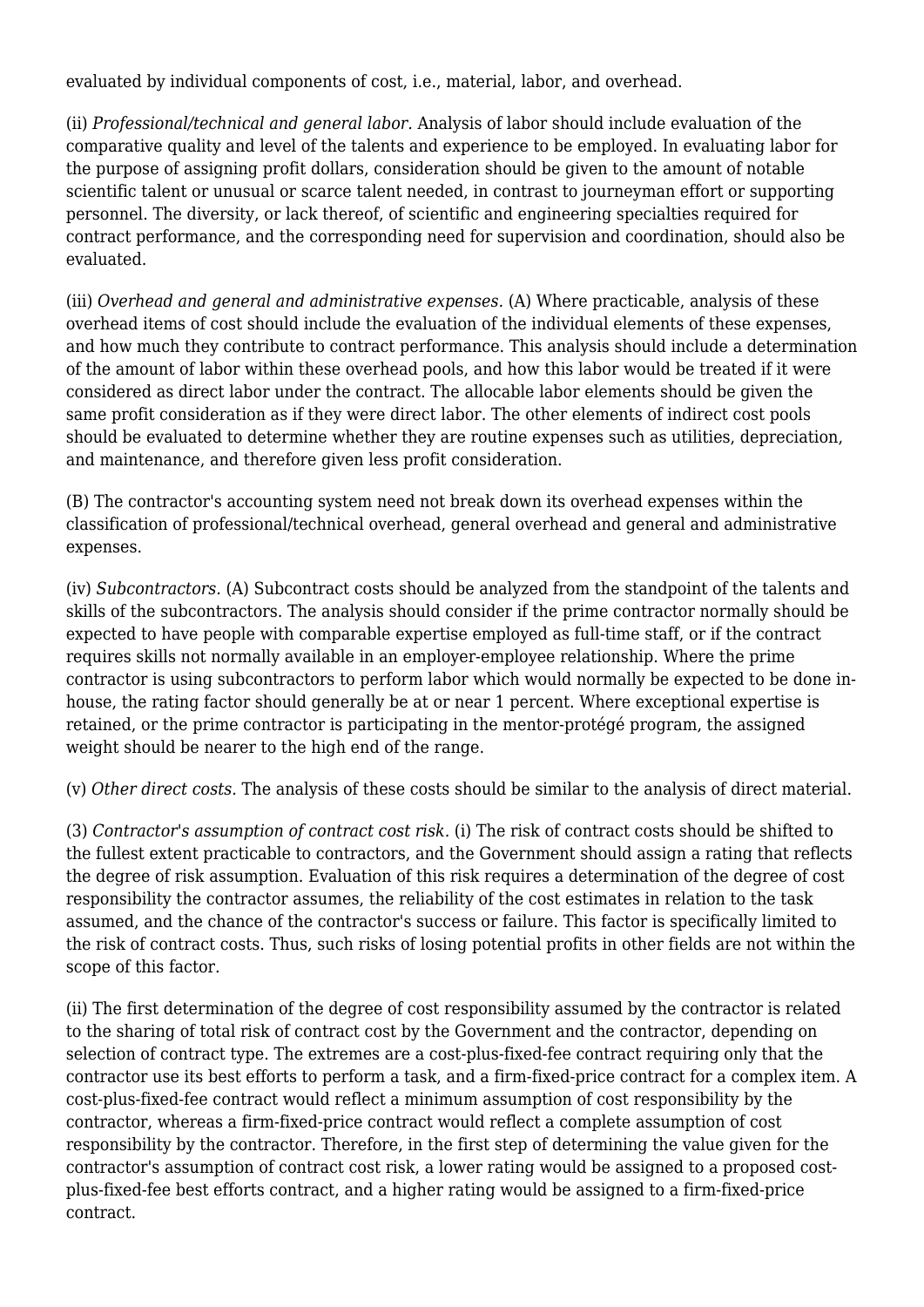evaluated by individual components of cost, i.e., material, labor, and overhead.

(ii) *Professional/technical and general labor.* Analysis of labor should include evaluation of the comparative quality and level of the talents and experience to be employed. In evaluating labor for the purpose of assigning profit dollars, consideration should be given to the amount of notable scientific talent or unusual or scarce talent needed, in contrast to journeyman effort or supporting personnel. The diversity, or lack thereof, of scientific and engineering specialties required for contract performance, and the corresponding need for supervision and coordination, should also be evaluated.

(iii) *Overhead and general and administrative expenses.* (A) Where practicable, analysis of these overhead items of cost should include the evaluation of the individual elements of these expenses, and how much they contribute to contract performance. This analysis should include a determination of the amount of labor within these overhead pools, and how this labor would be treated if it were considered as direct labor under the contract. The allocable labor elements should be given the same profit consideration as if they were direct labor. The other elements of indirect cost pools should be evaluated to determine whether they are routine expenses such as utilities, depreciation, and maintenance, and therefore given less profit consideration.

(B) The contractor's accounting system need not break down its overhead expenses within the classification of professional/technical overhead, general overhead and general and administrative expenses.

(iv) *Subcontractors.* (A) Subcontract costs should be analyzed from the standpoint of the talents and skills of the subcontractors. The analysis should consider if the prime contractor normally should be expected to have people with comparable expertise employed as full-time staff, or if the contract requires skills not normally available in an employer-employee relationship. Where the prime contractor is using subcontractors to perform labor which would normally be expected to be done in-house, the rating factor should generally be at or near 1 percent. Where exceptional expertise is retained, or the prime contractor is participating in the mentor-protégé program, the assigned weight should be nearer to the high end of the range.

(v) *Other direct costs.* The analysis of these costs should be similar to the analysis of direct material.

(3) *Contractor's assumption of contract cost risk.* (i) The risk of contract costs should be shifted to the fullest extent practicable to contractors, and the Government should assign a rating that reflects the degree of risk assumption. Evaluation of this risk requires a determination of the degree of cost responsibility the contractor assumes, the reliability of the cost estimates in relation to the task assumed, and the chance of the contractor's success or failure. This factor is specifically limited to the risk of contract costs. Thus, such risks of losing potential profits in other fields are not within the scope of this factor.

(ii) The first determination of the degree of cost responsibility assumed by the contractor is related to the sharing of total risk of contract cost by the Government and the contractor, depending on selection of contract type. The extremes are a cost-plus-fixed-fee contract requiring only that the contractor use its best efforts to perform a task, and a firm-fixed-price contract for a complex item. A cost-plus-fixed-fee contract would reflect a minimum assumption of cost responsibility by the contractor, whereas a firm-fixed-price contract would reflect a complete assumption of cost responsibility by the contractor. Therefore, in the first step of determining the value given for the contractor's assumption of contract cost risk, a lower rating would be assigned to a proposed cost-plus-fixed-fee best efforts contract, and a higher rating would be assigned to a firm-fixed-price contract.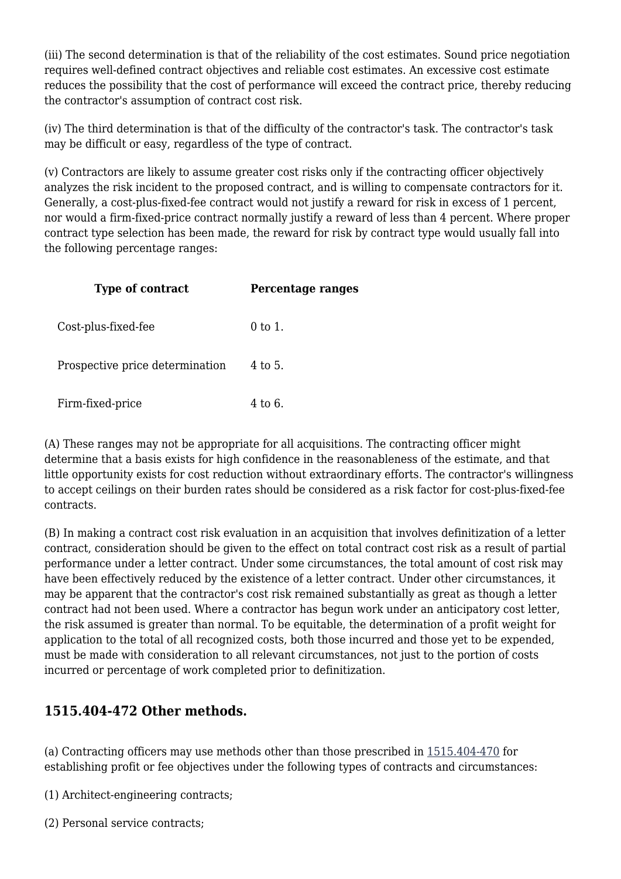(iii) The second determination is that of the reliability of the cost estimates. Sound price negotiation requires well-defined contract objectives and reliable cost estimates. An excessive cost estimate reduces the possibility that the cost of performance will exceed the contract price, thereby reducing the contractor's assumption of contract cost risk.

(iv) The third determination is that of the difficulty of the contractor's task. The contractor's task may be difficult or easy, regardless of the type of contract.

(v) Contractors are likely to assume greater cost risks only if the contracting officer objectively analyzes the risk incident to the proposed contract, and is willing to compensate contractors for it. Generally, a cost-plus-fixed-fee contract would not justify a reward for risk in excess of 1 percent, nor would a firm-fixed-price contract normally justify a reward of less than 4 percent. Where proper contract type selection has been made, the reward for risk by contract type would usually fall into the following percentage ranges:

| Type of contract | Percentage ranges |
| --- | --- |
| Cost-plus-fixed-fee | 0 to 1. |
| Prospective price determination | 4 to 5. |
| Firm-fixed-price | 4 to 6. |

(A) These ranges may not be appropriate for all acquisitions. The contracting officer might determine that a basis exists for high confidence in the reasonableness of the estimate, and that little opportunity exists for cost reduction without extraordinary efforts. The contractor's willingness to accept ceilings on their burden rates should be considered as a risk factor for cost-plus-fixed-fee contracts.

(B) In making a contract cost risk evaluation in an acquisition that involves definitization of a letter contract, consideration should be given to the effect on total contract cost risk as a result of partial performance under a letter contract. Under some circumstances, the total amount of cost risk may have been effectively reduced by the existence of a letter contract. Under other circumstances, it may be apparent that the contractor's cost risk remained substantially as great as though a letter contract had not been used. Where a contractor has begun work under an anticipatory cost letter, the risk assumed is greater than normal. To be equitable, the determination of a profit weight for application to the total of all recognized costs, both those incurred and those yet to be expended, must be made with consideration to all relevant circumstances, not just to the portion of costs incurred or percentage of work completed prior to definitization.

### 1515.404-472 Other methods.

(a) Contracting officers may use methods other than those prescribed in 1515.404-470 for establishing profit or fee objectives under the following types of contracts and circumstances:

(1) Architect-engineering contracts;

(2) Personal service contracts;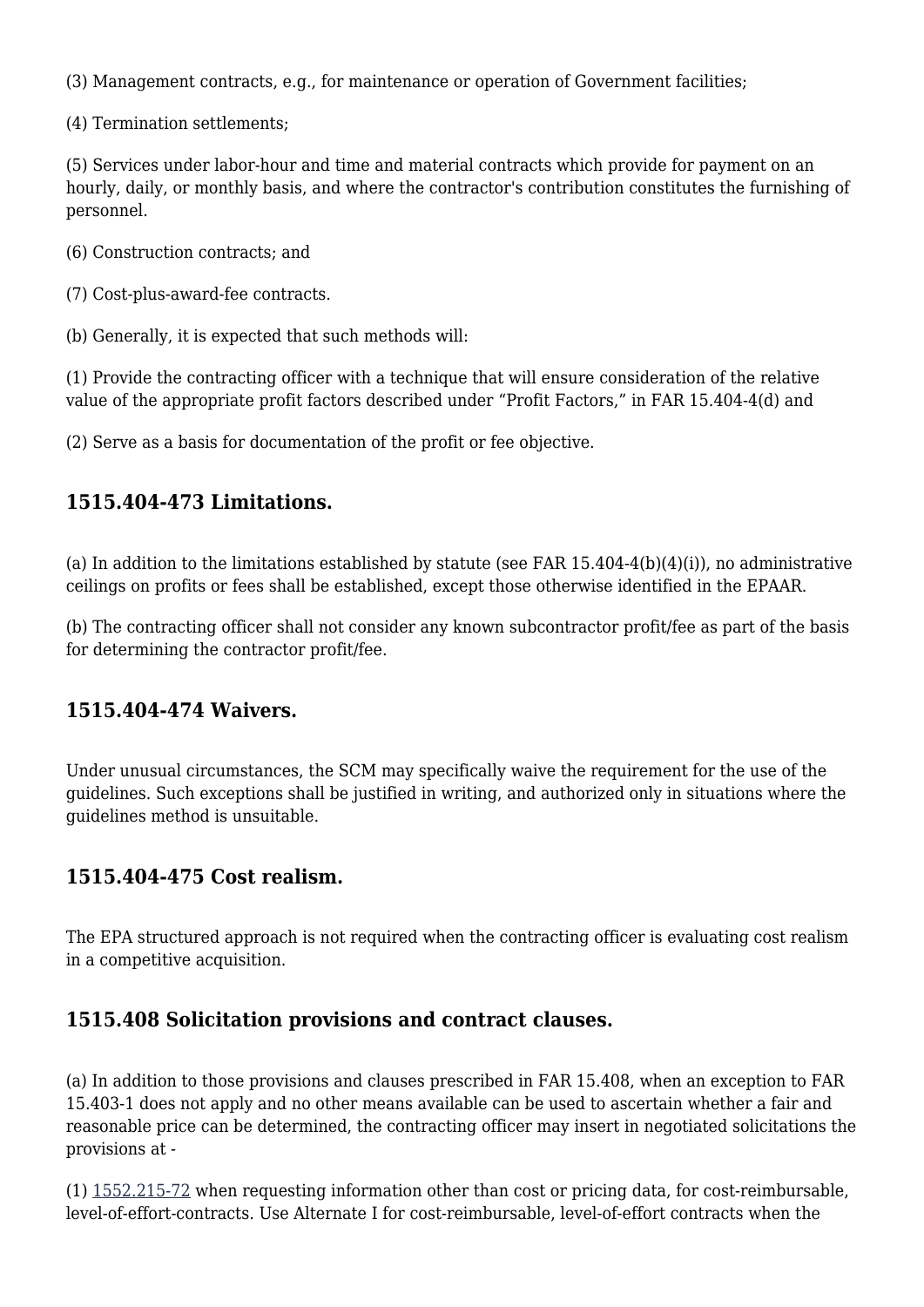(3) Management contracts, e.g., for maintenance or operation of Government facilities;

(4) Termination settlements;

(5) Services under labor-hour and time and material contracts which provide for payment on an hourly, daily, or monthly basis, and where the contractor's contribution constitutes the furnishing of personnel.

(6) Construction contracts; and

(7) Cost-plus-award-fee contracts.

(b) Generally, it is expected that such methods will:

(1) Provide the contracting officer with a technique that will ensure consideration of the relative value of the appropriate profit factors described under "Profit Factors," in FAR 15.404-4(d) and

(2) Serve as a basis for documentation of the profit or fee objective.

### 1515.404-473 Limitations.

(a) In addition to the limitations established by statute (see FAR 15.404-4(b)(4)(i)), no administrative ceilings on profits or fees shall be established, except those otherwise identified in the EPAAR.

(b) The contracting officer shall not consider any known subcontractor profit/fee as part of the basis for determining the contractor profit/fee.

### 1515.404-474 Waivers.

Under unusual circumstances, the SCM may specifically waive the requirement for the use of the guidelines. Such exceptions shall be justified in writing, and authorized only in situations where the guidelines method is unsuitable.

### 1515.404-475 Cost realism.

The EPA structured approach is not required when the contracting officer is evaluating cost realism in a competitive acquisition.

### 1515.408 Solicitation provisions and contract clauses.

(a) In addition to those provisions and clauses prescribed in FAR 15.408, when an exception to FAR 15.403-1 does not apply and no other means available can be used to ascertain whether a fair and reasonable price can be determined, the contracting officer may insert in negotiated solicitations the provisions at -

(1) 1552.215-72 when requesting information other than cost or pricing data, for cost-reimbursable, level-of-effort-contracts. Use Alternate I for cost-reimbursable, level-of-effort contracts when the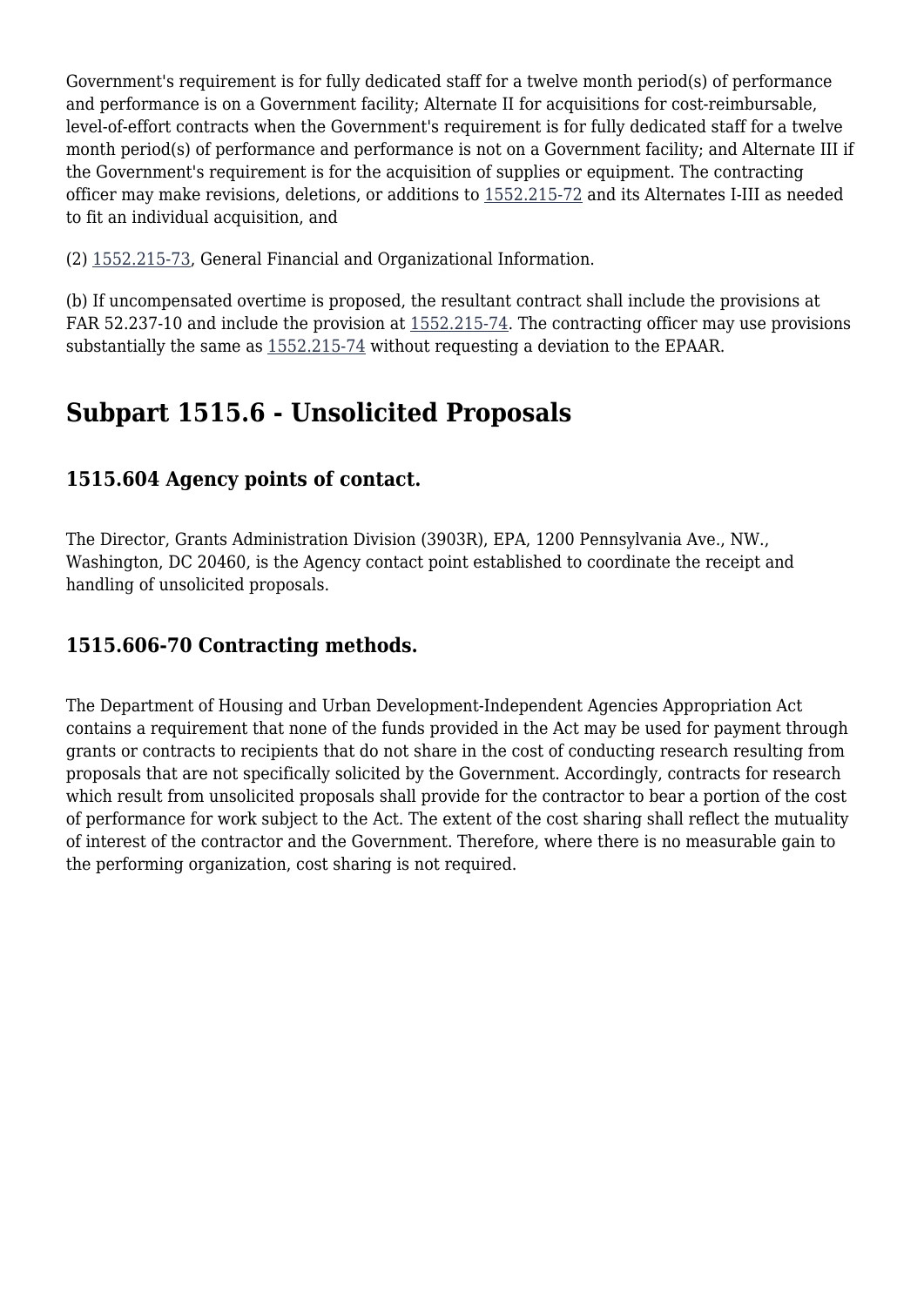Government's requirement is for fully dedicated staff for a twelve month period(s) of performance and performance is on a Government facility; Alternate II for acquisitions for cost-reimbursable, level-of-effort contracts when the Government's requirement is for fully dedicated staff for a twelve month period(s) of performance and performance is not on a Government facility; and Alternate III if the Government's requirement is for the acquisition of supplies or equipment. The contracting officer may make revisions, deletions, or additions to 1552.215-72 and its Alternates I-III as needed to fit an individual acquisition, and

(2) 1552.215-73, General Financial and Organizational Information.

(b) If uncompensated overtime is proposed, the resultant contract shall include the provisions at FAR 52.237-10 and include the provision at 1552.215-74. The contracting officer may use provisions substantially the same as 1552.215-74 without requesting a deviation to the EPAAR.

## Subpart 1515.6 - Unsolicited Proposals

### 1515.604 Agency points of contact.

The Director, Grants Administration Division (3903R), EPA, 1200 Pennsylvania Ave., NW., Washington, DC 20460, is the Agency contact point established to coordinate the receipt and handling of unsolicited proposals.

### 1515.606-70 Contracting methods.

The Department of Housing and Urban Development-Independent Agencies Appropriation Act contains a requirement that none of the funds provided in the Act may be used for payment through grants or contracts to recipients that do not share in the cost of conducting research resulting from proposals that are not specifically solicited by the Government. Accordingly, contracts for research which result from unsolicited proposals shall provide for the contractor to bear a portion of the cost of performance for work subject to the Act. The extent of the cost sharing shall reflect the mutuality of interest of the contractor and the Government. Therefore, where there is no measurable gain to the performing organization, cost sharing is not required.